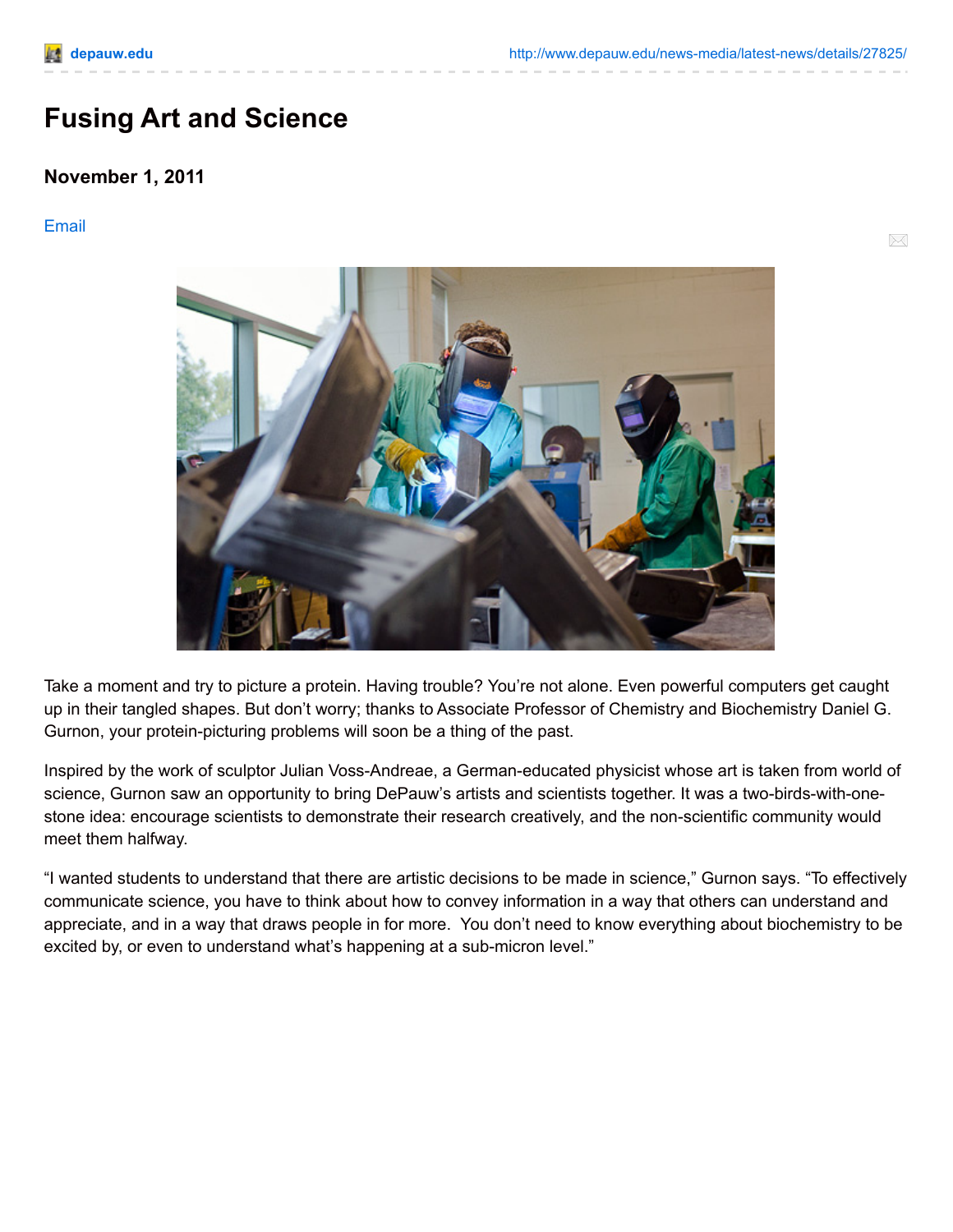# Fusing Art and Science

### November 1, 2011

Email

Take a moment and try to picture a protein. Having trouble? You're not alone. Even powerful computers get caught up in their tangled shapes. But don't worry; thanks to Associate Professor of Chemistry and Biochemistry Daniel G. Gurnon, your protein-picturing problems will soon be a thing of the past.

Inspired by the work of sculptor Julian Voss-Andreae, a German-educated physicist whose art is taken from world of science, Gurnon saw an opportunity to bring DePauw's artists and scientists together. It was a two-birds-with-one-stone idea: encourage scientists to demonstrate their research creatively, and the non-scientific community would meet them halfway.

"I wanted students to understand that there are artistic decisions to be made in science," Gurnon says. "To effectively communicate science, you have to think about how to convey information in a way that others can understand and appreciate, and in a way that draws people in for more. You don't need to know everything about biochemistry to be excited by, or even to understand what's happening at a sub-micron level."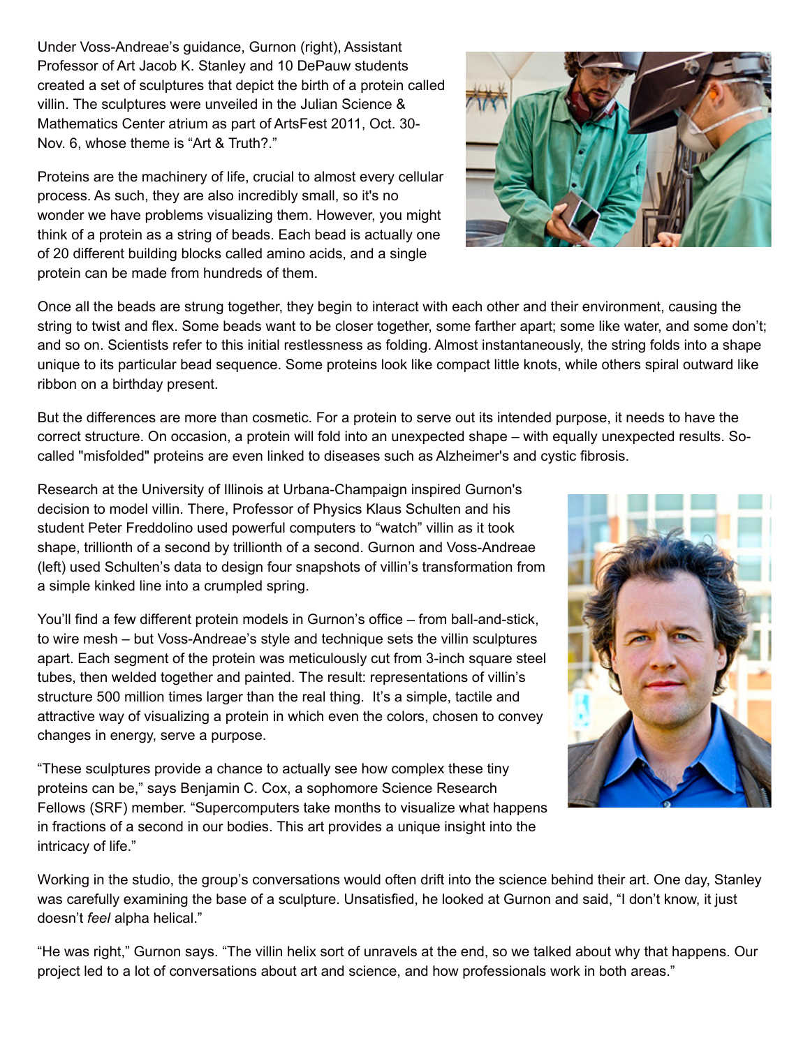Under Voss-Andreae's guidance, Gurnon (right), Assistant Professor of Art Jacob K. Stanley and 10 DePauw students created a set of sculptures that depict the birth of a protein called villin. The sculptures were unveiled in the Julian Science & Mathematics Center atrium as part of ArtsFest 2011, Oct. 30-Nov. 6, whose theme is "Art & Truth?."

Proteins are the machinery of life, crucial to almost every cellular process. As such, they are also incredibly small, so it's no wonder we have problems visualizing them. However, you might think of a protein as a string of beads. Each bead is actually one of 20 different building blocks called amino acids, and a single protein can be made from hundreds of them.

Once all the beads are strung together, they begin to interact with each other and their environment, causing the string to twist and flex. Some beads want to be closer together, some farther apart; some like water, and some don't; and so on. Scientists refer to this initial restlessness as folding. Almost instantaneously, the string folds into a shape unique to its particular bead sequence. Some proteins look like compact little knots, while others spiral outward like ribbon on a birthday present.

But the differences are more than cosmetic. For a protein to serve out its intended purpose, it needs to have the correct structure. On occasion, a protein will fold into an unexpected shape – with equally unexpected results. So-called "misfolded" proteins are even linked to diseases such as Alzheimer's and cystic fibrosis.

Research at the University of Illinois at Urbana-Champaign inspired Gurnon's decision to model villin. There, Professor of Physics Klaus Schulten and his student Peter Freddolino used powerful computers to "watch" villin as it took shape, trillionth of a second by trillionth of a second. Gurnon and Voss-Andreae (left) used Schulten's data to design four snapshots of villin's transformation from a simple kinked line into a crumpled spring.

You'll find a few different protein models in Gurnon's office – from ball-and-stick, to wire mesh – but Voss-Andreae's style and technique sets the villin sculptures apart. Each segment of the protein was meticulously cut from 3-inch square steel tubes, then welded together and painted. The result: representations of villin's structure 500 million times larger than the real thing. It's a simple, tactile and attractive way of visualizing a protein in which even the colors, chosen to convey changes in energy, serve a purpose.

"These sculptures provide a chance to actually see how complex these tiny proteins can be," says Benjamin C. Cox, a sophomore Science Research Fellows (SRF) member. "Supercomputers take months to visualize what happens in fractions of a second in our bodies. This art provides a unique insight into the intricacy of life."

Working in the studio, the group's conversations would often drift into the science behind their art. One day, Stanley was carefully examining the base of a sculpture. Unsatisfied, he looked at Gurnon and said, "I don't know, it just doesn't *feel* alpha helical."

"He was right," Gurnon says. "The villin helix sort of unravels at the end, so we talked about why that happens. Our project led to a lot of conversations about art and science, and how professionals work in both areas."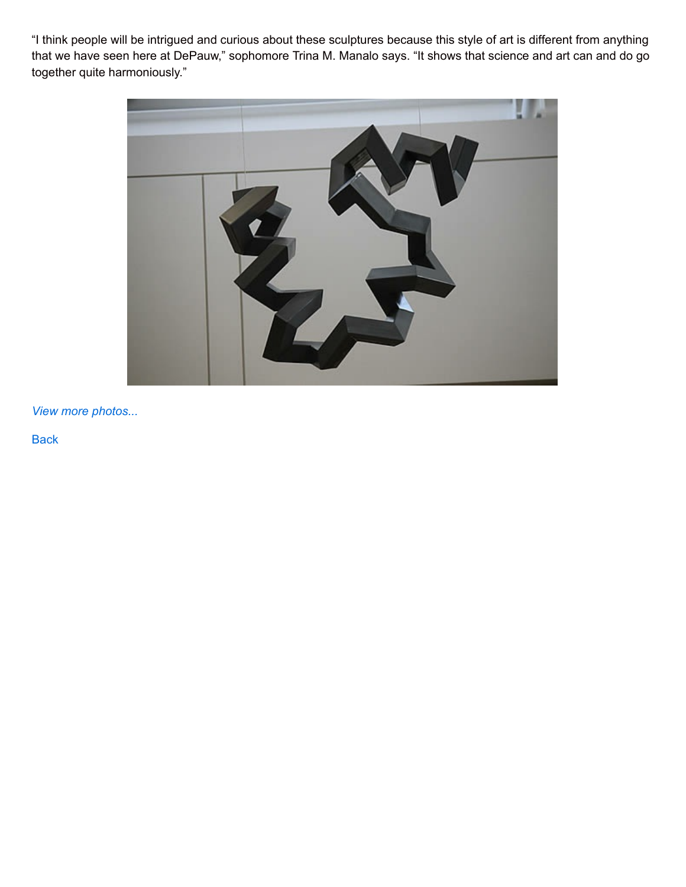"I think people will be intrigued and curious about these sculptures because this style of art is different from anything that we have seen here at DePauw," sophomore Trina M. Manalo says. "It shows that science and art can and do go together quite harmoniously."

*View more photos...*

Back